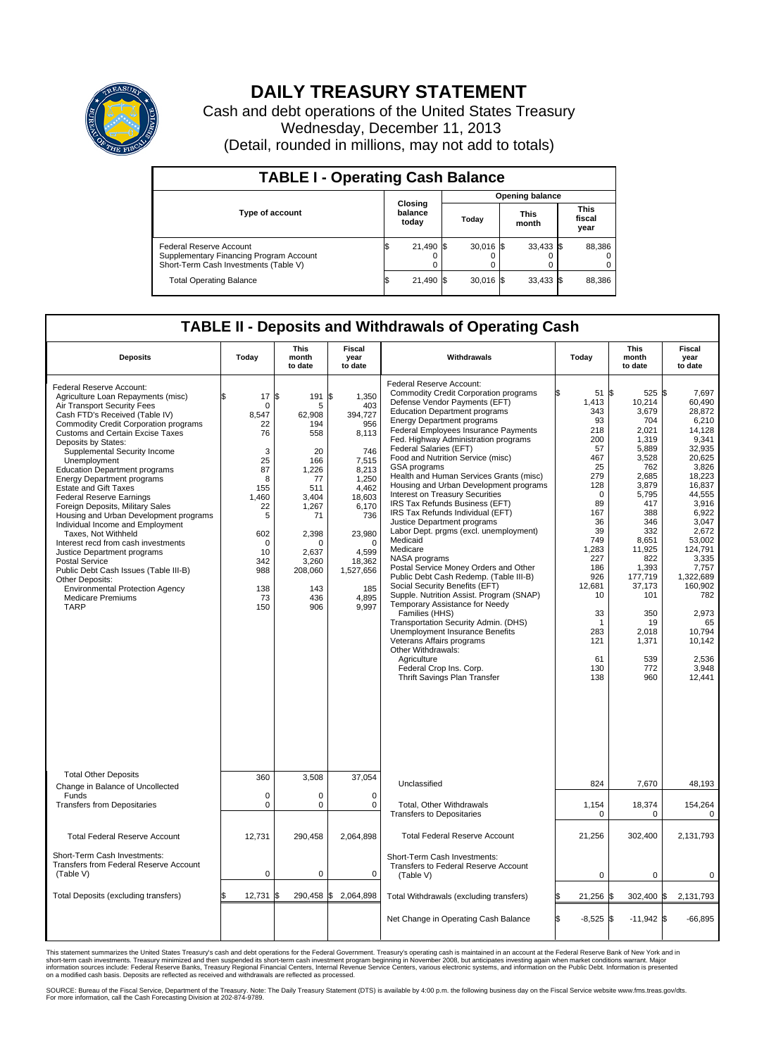# DAILY TREASURY STATEMENT

Cash and debt operations of the United States Treasury
Wednesday, December 11, 2013
(Detail, rounded in millions, may not add to totals)

## TABLE I - Operating Cash Balance

| Type of account | Closing balance today | Opening balance Today | Opening balance This month | Opening balance This fiscal year |
|---|---|---|---|---|
| Federal Reserve Account | $ 21,490 | $ 30,016 | $ 33,433 | $ 88,386 |
| Supplementary Financing Program Account | 0 | 0 | 0 | 0 |
| Short-Term Cash Investments (Table V) | 0 | 0 | 0 | 0 |
| Total Operating Balance | $ 21,490 | $ 30,016 | $ 33,433 | $ 88,386 |

## TABLE II - Deposits and Withdrawals of Operating Cash

| Deposits | Today | This month to date | Fiscal year to date | Withdrawals | Today | This month to date | Fiscal year to date |
|---|---|---|---|---|---|---|---|
| Federal Reserve Account: | | | | Federal Reserve Account: | | | |
| Agriculture Loan Repayments (misc) | $ 17 | $ 191 | $ 1,350 | Commodity Credit Corporation programs | $ 51 | $ 525 | $ 7,697 |
| Air Transport Security Fees | 0 | 5 | 403 | Defense Vendor Payments (EFT) | 1,413 | 10,214 | 60,490 |
| Cash FTD's Received (Table IV) | 8,547 | 62,908 | 394,727 | Education Department programs | 343 | 3,679 | 28,872 |
| Commodity Credit Corporation programs | 22 | 194 | 956 | Energy Department programs | 93 | 704 | 6,210 |
| Customs and Certain Excise Taxes | 76 | 558 | 8,113 | Federal Employees Insurance Payments | 218 | 2,021 | 14,128 |
| Deposits by States: | | | | Fed. Highway Administration programs | 200 | 1,319 | 9,341 |
| Supplemental Security Income | 3 | 20 | 746 | Federal Salaries (EFT) | 57 | 5,889 | 32,935 |
| Unemployment | 25 | 166 | 7,515 | Food and Nutrition Service (misc) | 467 | 3,528 | 20,625 |
| Education Department programs | 87 | 1,226 | 8,213 | GSA programs | 25 | 762 | 3,826 |
| Energy Department programs | 8 | 77 | 1,250 | Health and Human Services Grants (misc) | 279 | 2,685 | 18,223 |
| Estate and Gift Taxes | 155 | 511 | 4,462 | Housing and Urban Development programs | 128 | 3,879 | 16,837 |
| Federal Reserve Earnings | 1,460 | 3,404 | 18,603 | Interest on Treasury Securities | 0 | 5,795 | 44,555 |
| Foreign Deposits, Military Sales | 22 | 1,267 | 6,170 | IRS Tax Refunds Business (EFT) | 89 | 417 | 3,916 |
| Housing and Urban Development programs | 5 | 71 | 736 | IRS Tax Refunds Individual (EFT) | 167 | 388 | 6,922 |
| Individual Income and Employment | | | | Justice Department programs | 36 | 346 | 3,047 |
| Taxes, Not Withheld | 602 | 2,398 | 23,980 | Labor Dept. prgms (excl. unemployment) | 39 | 332 | 2,672 |
| Interest recd from cash investments | 0 | 0 | 0 | Medicaid | 749 | 8,651 | 53,002 |
| Justice Department programs | 10 | 2,637 | 4,599 | Medicare | 1,283 | 11,925 | 124,791 |
| Postal Service | 342 | 3,260 | 18,362 | NASA programs | 227 | 822 | 3,335 |
| Public Debt Cash Issues (Table III-B) | 988 | 208,060 | 1,527,656 | Postal Service Money Orders and Other | 186 | 1,393 | 7,757 |
| Other Deposits: | | | | Public Debt Cash Redemp. (Table III-B) | 926 | 177,719 | 1,322,689 |
| Environmental Protection Agency | 138 | 143 | 185 | Social Security Benefits (EFT) | 12,681 | 37,173 | 160,902 |
| Medicare Premiums | 73 | 436 | 4,895 | Supple. Nutrition Assist. Program (SNAP) | 10 | 101 | 782 |
| TARP | 150 | 906 | 9,997 | Temporary Assistance for Needy | | | |
| | | | | Families (HHS) | 33 | 350 | 2,973 |
| | | | | Transportation Security Admin. (DHS) | 1 | 19 | 65 |
| | | | | Unemployment Insurance Benefits | 283 | 2,018 | 10,794 |
| | | | | Veterans Affairs programs | 121 | 1,371 | 10,142 |
| | | | | Other Withdrawals: | | | |
| | | | | Agriculture | 61 | 539 | 2,536 |
| | | | | Federal Crop Ins. Corp. | 130 | 772 | 3,948 |
| | | | | Thrift Savings Plan Transfer | 138 | 960 | 12,441 |
| Total Other Deposits | 360 | 3,508 | 37,054 | Unclassified | 824 | 7,670 | 48,193 |
| Change in Balance of Uncollected Funds | 0 | 0 | 0 | | | | |
| Transfers from Depositaries | 0 | 0 | 0 | Total, Other Withdrawals | 1,154 | 18,374 | 154,264 |
| | | | | Transfers to Depositaries | 0 | 0 | 0 |
| Total Federal Reserve Account | 12,731 | 290,458 | 2,064,898 | Total Federal Reserve Account | 21,256 | 302,400 | 2,131,793 |
| Short-Term Cash Investments: | | | | Short-Term Cash Investments: | | | |
| Transfers from Federal Reserve Account (Table V) | 0 | 0 | 0 | Transfers to Federal Reserve Account (Table V) | 0 | 0 | 0 |
| Total Deposits (excluding transfers) | $ 12,731 | $ 290,458 | $ 2,064,898 | Total Withdrawals (excluding transfers) | $ 21,256 | $ 302,400 | $ 2,131,793 |
| | | | | Net Change in Operating Cash Balance | $ -8,525 | $ -11,942 | $ -66,895 |

This statement summarizes the United States Treasury's cash and debt operations for the Federal Government. Treasury's operating cash is maintained in an account at the Federal Reserve Bank of New York and in short-term cash investments. Treasury minimized and then suspended its short-term cash investment program beginning in November 2008, but anticipates investing again when market conditions warrant. Major information sources include: Federal Reserve Banks, Treasury Regional Financial Centers, Internal Revenue Service Centers, various electronic systems, and information on the Public Debt. Information is presented on a modified cash basis. Deposits are reflected as received and withdrawals are reflected as processed.

SOURCE: Bureau of the Fiscal Service, Department of the Treasury. Note: The Daily Treasury Statement (DTS) is available by 4:00 p.m. the following business day on the Fiscal Service website www.fms.treas.gov/dts. For more information, call the Cash Forecasting Division at 202-874-9789.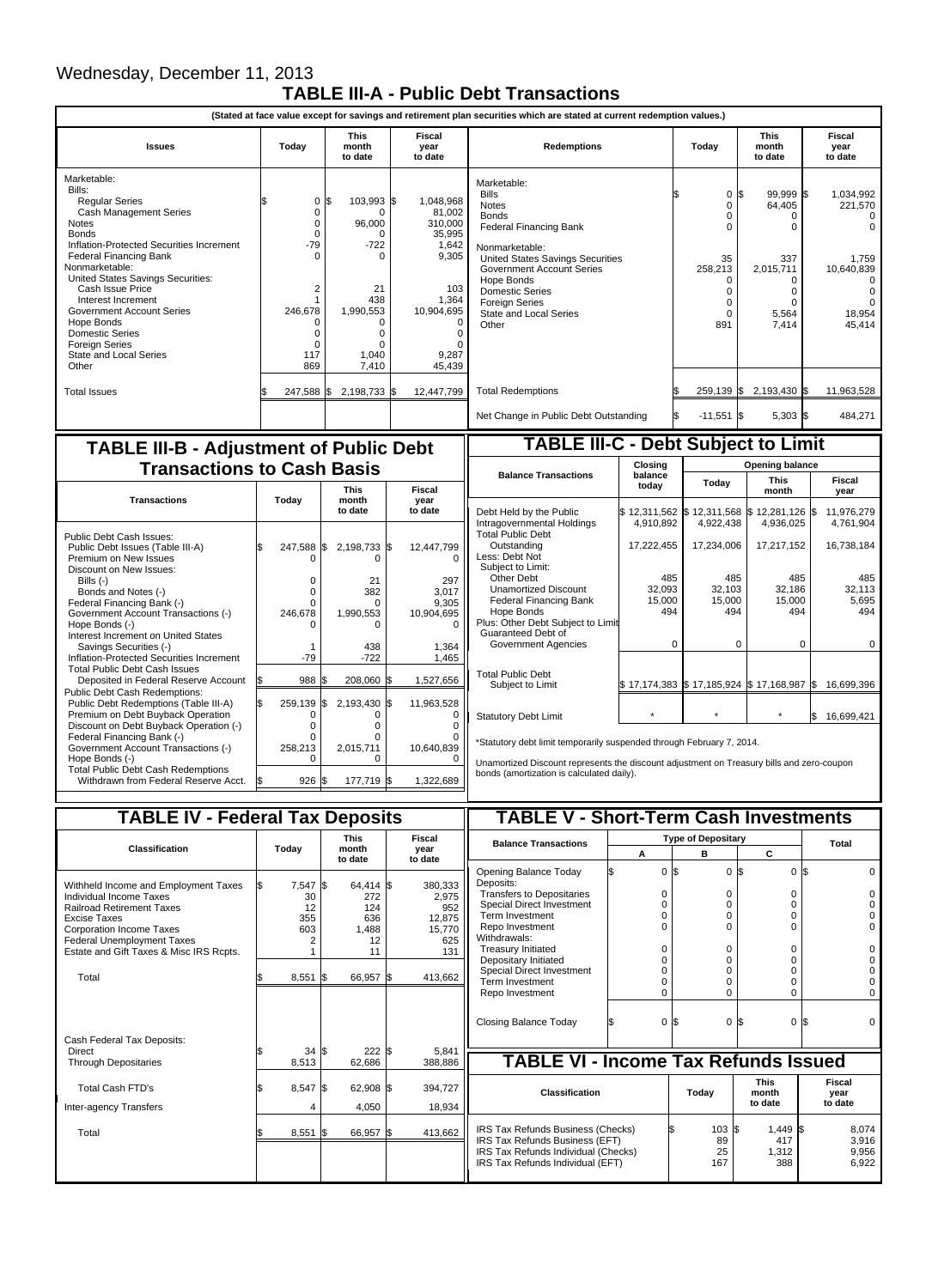Wednesday, December 11, 2013

# TABLE III-A - Public Debt Transactions

(Stated at face value except for savings and retirement plan securities which are stated at current redemption values.)

| Issues | Today | This month to date | Fiscal year to date |
|---|---|---|---|
| Marketable: | | | |
| Bills: | | | |
| Regular Series | $ 0 | $ 103,993 | $ 1,048,968 |
| Cash Management Series | 0 | 0 | 81,002 |
| Notes | 0 | 96,000 | 310,000 |
| Bonds | 0 | 0 | 35,995 |
| Inflation-Protected Securities Increment | -79 | -722 | 1,642 |
| Federal Financing Bank | 0 | 0 | 9,305 |
| Nonmarketable: | | | |
| United States Savings Securities: | | | |
| Cash Issue Price | 2 | 21 | 103 |
| Interest Increment | 1 | 438 | 1,364 |
| Government Account Series | 246,678 | 1,990,553 | 10,904,695 |
| Hope Bonds | 0 | 0 | 0 |
| Domestic Series | 0 | 0 | 0 |
| Foreign Series | 0 | 0 | 0 |
| State and Local Series | 117 | 1,040 | 9,287 |
| Other | 869 | 7,410 | 45,439 |
| Total Issues | $ 247,588 | $ 2,198,733 | $ 12,447,799 |

| Redemptions | Today | This month to date | Fiscal year to date |
|---|---|---|---|
| Marketable: | | | |
| Bills | $ 0 | $ 99,999 | $ 1,034,992 |
| Notes | 0 | 64,405 | 221,570 |
| Bonds | 0 | 0 | 0 |
| Federal Financing Bank | 0 | 0 | 0 |
| Nonmarketable: | | | |
| United States Savings Securities | 35 | 337 | 1,759 |
| Government Account Series | 258,213 | 2,015,711 | 10,640,839 |
| Hope Bonds | 0 | 0 | 0 |
| Domestic Series | 0 | 0 | 0 |
| Foreign Series | 0 | 0 | 0 |
| State and Local Series | 0 | 5,564 | 18,954 |
| Other | 891 | 7,414 | 45,414 |
| Total Redemptions | $ 259,139 | $ 2,193,430 | $ 11,963,528 |
| Net Change in Public Debt Outstanding | $ -11,551 | $ 5,303 | $ 484,271 |

# TABLE III-B - Adjustment of Public Debt Transactions to Cash Basis

| Transactions | Today | This month to date | Fiscal year to date |
|---|---|---|---|
| Public Debt Cash Issues: | | | |
| Public Debt Issues (Table III-A) | $ 247,588 | $ 2,198,733 | $ 12,447,799 |
| Premium on New Issues | 0 | 0 | 0 |
| Discount on New Issues: | | | |
| Bills (-) | 0 | 21 | 297 |
| Bonds and Notes (-) | 0 | 382 | 3,017 |
| Federal Financing Bank (-) | 0 | 0 | 9,305 |
| Government Account Transactions (-) | 246,678 | 1,990,553 | 10,904,695 |
| Hope Bonds (-) | 0 | 0 | 0 |
| Interest Increment on United States Savings Securities (-) | 1 | 438 | 1,364 |
| Inflation-Protected Securities Increment | -79 | -722 | 1,465 |
| Total Public Debt Cash Issues Deposited in Federal Reserve Account | $ 988 | $ 208,060 | $ 1,527,656 |
| Public Debt Cash Redemptions: | | | |
| Public Debt Redemptions (Table III-A) | $ 259,139 | $ 2,193,430 | $ 11,963,528 |
| Premium on Debt Buyback Operation | 0 | 0 | 0 |
| Discount on Debt Buyback Operation (-) | 0 | 0 | 0 |
| Federal Financing Bank (-) | 0 | 0 | 0 |
| Government Account Transactions (-) | 258,213 | 2,015,711 | 10,640,839 |
| Hope Bonds (-) | 0 | 0 | 0 |
| Total Public Debt Cash Redemptions Withdrawn from Federal Reserve Acct. | $ 926 | $ 177,719 | $ 1,322,689 |

# TABLE III-C - Debt Subject to Limit

| Balance Transactions | Closing balance today | Opening balance Today | Opening balance This month | Opening balance Fiscal year |
|---|---|---|---|---|
| Debt Held by the Public | $ 12,311,562 | $ 12,311,568 | $ 12,281,126 | $ 11,976,279 |
| Intragovernmental Holdings | 4,910,892 | 4,922,438 | 4,936,025 | 4,761,904 |
| Total Public Debt Outstanding | 17,222,455 | 17,234,006 | 17,217,152 | 16,738,184 |
| Less: Debt Not Subject to Limit: | | | | |
| Other Debt | 485 | 485 | 485 | 485 |
| Unamortized Discount | 32,093 | 32,103 | 32,186 | 32,113 |
| Federal Financing Bank | 15,000 | 15,000 | 15,000 | 5,695 |
| Hope Bonds | 494 | 494 | 494 | 494 |
| Plus: Other Debt Subject to Limit | | | | |
| Guaranteed Debt of Government Agencies | 0 | 0 | 0 | 0 |
| Total Public Debt Subject to Limit | $ 17,174,383 | $ 17,185,924 | $ 17,168,987 | $ 16,699,396 |
| Statutory Debt Limit | * | * | * | $ 16,699,421 |

*Statutory debt limit temporarily suspended through February 7, 2014.

Unamortized Discount represents the discount adjustment on Treasury bills and zero-coupon bonds (amortization is calculated daily).

# TABLE IV - Federal Tax Deposits

| Classification | Today | This month to date | Fiscal year to date |
|---|---|---|---|
| Withheld Income and Employment Taxes | $ 7,547 | $ 64,414 | $ 380,333 |
| Individual Income Taxes | 30 | 272 | 2,975 |
| Railroad Retirement Taxes | 12 | 124 | 952 |
| Excise Taxes | 355 | 636 | 12,875 |
| Corporation Income Taxes | 603 | 1,488 | 15,770 |
| Federal Unemployment Taxes | 2 | 12 | 625 |
| Estate and Gift Taxes & Misc IRS Rcpts. | 1 | 11 | 131 |
| Total | $ 8,551 | $ 66,957 | $ 413,662 |
| Cash Federal Tax Deposits: | | | |
| Direct | $ 34 | $ 222 | $ 5,841 |
| Through Depositaries | 8,513 | 62,686 | 388,886 |
| Total Cash FTD's | $ 8,547 | $ 62,908 | $ 394,727 |
| Inter-agency Transfers | 4 | 4,050 | 18,934 |
| Total | $ 8,551 | $ 66,957 | $ 413,662 |

# TABLE V - Short-Term Cash Investments

| Balance Transactions | Type of Depositary A | Type of Depositary B | Type of Depositary C | Total |
|---|---|---|---|---|
| Opening Balance Today | $ 0 | $ 0 | $ 0 | $ 0 |
| Deposits: | | | | |
| Transfers to Depositaries | 0 | 0 | 0 | 0 |
| Special Direct Investment | 0 | 0 | 0 | 0 |
| Term Investment | 0 | 0 | 0 | 0 |
| Repo Investment | 0 | 0 | 0 | 0 |
| Withdrawals: | | | | |
| Treasury Initiated | 0 | 0 | 0 | 0 |
| Depositary Initiated | 0 | 0 | 0 | 0 |
| Special Direct Investment | 0 | 0 | 0 | 0 |
| Term Investment | 0 | 0 | 0 | 0 |
| Repo Investment | 0 | 0 | 0 | 0 |
| Closing Balance Today | $ 0 | $ 0 | $ 0 | $ 0 |

# TABLE VI - Income Tax Refunds Issued

| Classification | Today | This month to date | Fiscal year to date |
|---|---|---|---|
| IRS Tax Refunds Business (Checks) | $ 103 | $ 1,449 | $ 8,074 |
| IRS Tax Refunds Business (EFT) | 89 | 417 | 3,916 |
| IRS Tax Refunds Individual (Checks) | 25 | 1,312 | 9,956 |
| IRS Tax Refunds Individual (EFT) | 167 | 388 | 6,922 |